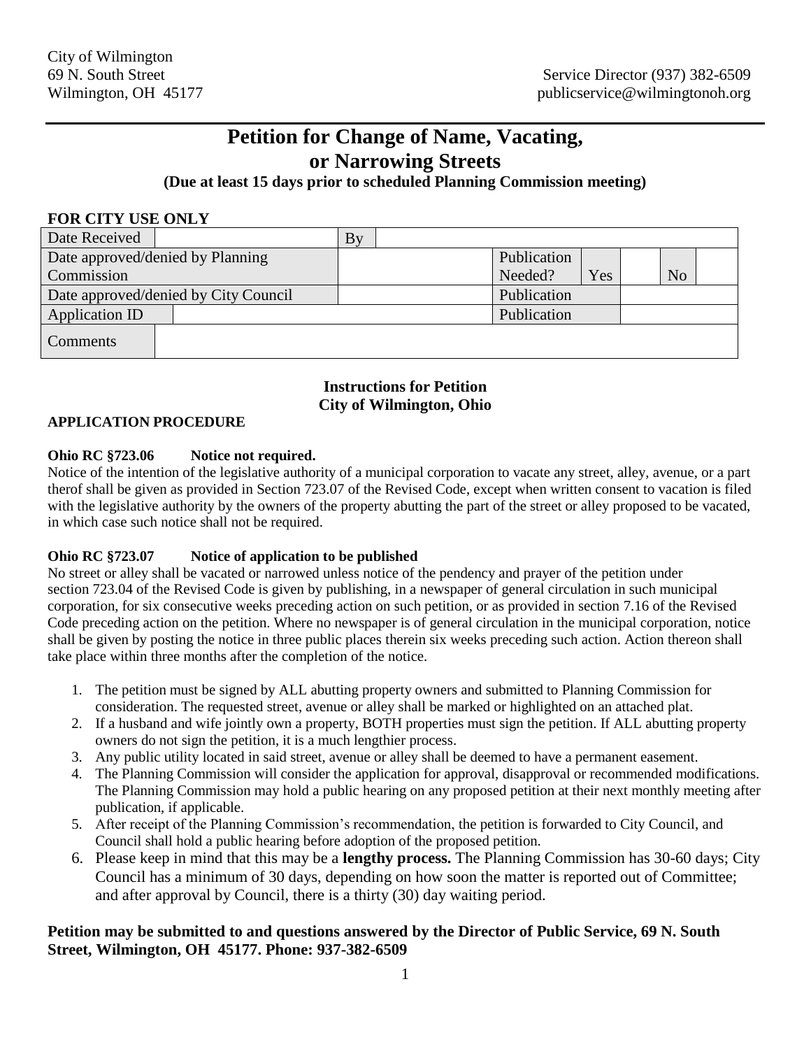City of Wilmington
69 N. South Street
Wilmington, OH 45177

Service Director (937) 382-6509
publicservice@wilmingtonoh.org

# Petition for Change of Name, Vacating, or Narrowing Streets

**(Due at least 15 days prior to scheduled Planning Commission meeting)**

**FOR CITY USE ONLY**

| Date Received | | By | | | | | | |
|---|---|---|---|---|---|---|---|---|
| Date approved/denied by Planning Commission | | | | Publication Needed? | Yes | | No | |
| Date approved/denied by City Council | | | | Publication | | | | |
| Application ID | | | | Publication | | | | |
| Comments | | | | | | | | |

## Instructions for Petition
## City of Wilmington, Ohio

**APPLICATION PROCEDURE**

**Ohio RC §723.06 Notice not required.**

Notice of the intention of the legislative authority of a municipal corporation to vacate any street, alley, avenue, or a part therof shall be given as provided in Section 723.07 of the Revised Code, except when written consent to vacation is filed with the legislative authority by the owners of the property abutting the part of the street or alley proposed to be vacated, in which case such notice shall not be required.

**Ohio RC §723.07 Notice of application to be published**

No street or alley shall be vacated or narrowed unless notice of the pendency and prayer of the petition under section 723.04 of the Revised Code is given by publishing, in a newspaper of general circulation in such municipal corporation, for six consecutive weeks preceding action on such petition, or as provided in section 7.16 of the Revised Code preceding action on the petition. Where no newspaper is of general circulation in the municipal corporation, notice shall be given by posting the notice in three public places therein six weeks preceding such action. Action thereon shall take place within three months after the completion of the notice.

1. The petition must be signed by ALL abutting property owners and submitted to Planning Commission for consideration. The requested street, avenue or alley shall be marked or highlighted on an attached plat.
2. If a husband and wife jointly own a property, BOTH properties must sign the petition. If ALL abutting property owners do not sign the petition, it is a much lengthier process.
3. Any public utility located in said street, avenue or alley shall be deemed to have a permanent easement.
4. The Planning Commission will consider the application for approval, disapproval or recommended modifications. The Planning Commission may hold a public hearing on any proposed petition at their next monthly meeting after publication, if applicable.
5. After receipt of the Planning Commission's recommendation, the petition is forwarded to City Council, and Council shall hold a public hearing before adoption of the proposed petition.
6. Please keep in mind that this may be a **lengthy process.** The Planning Commission has 30-60 days; City Council has a minimum of 30 days, depending on how soon the matter is reported out of Committee; and after approval by Council, there is a thirty (30) day waiting period.

**Petition may be submitted to and questions answered by the Director of Public Service, 69 N. South Street, Wilmington, OH 45177. Phone: 937-382-6509**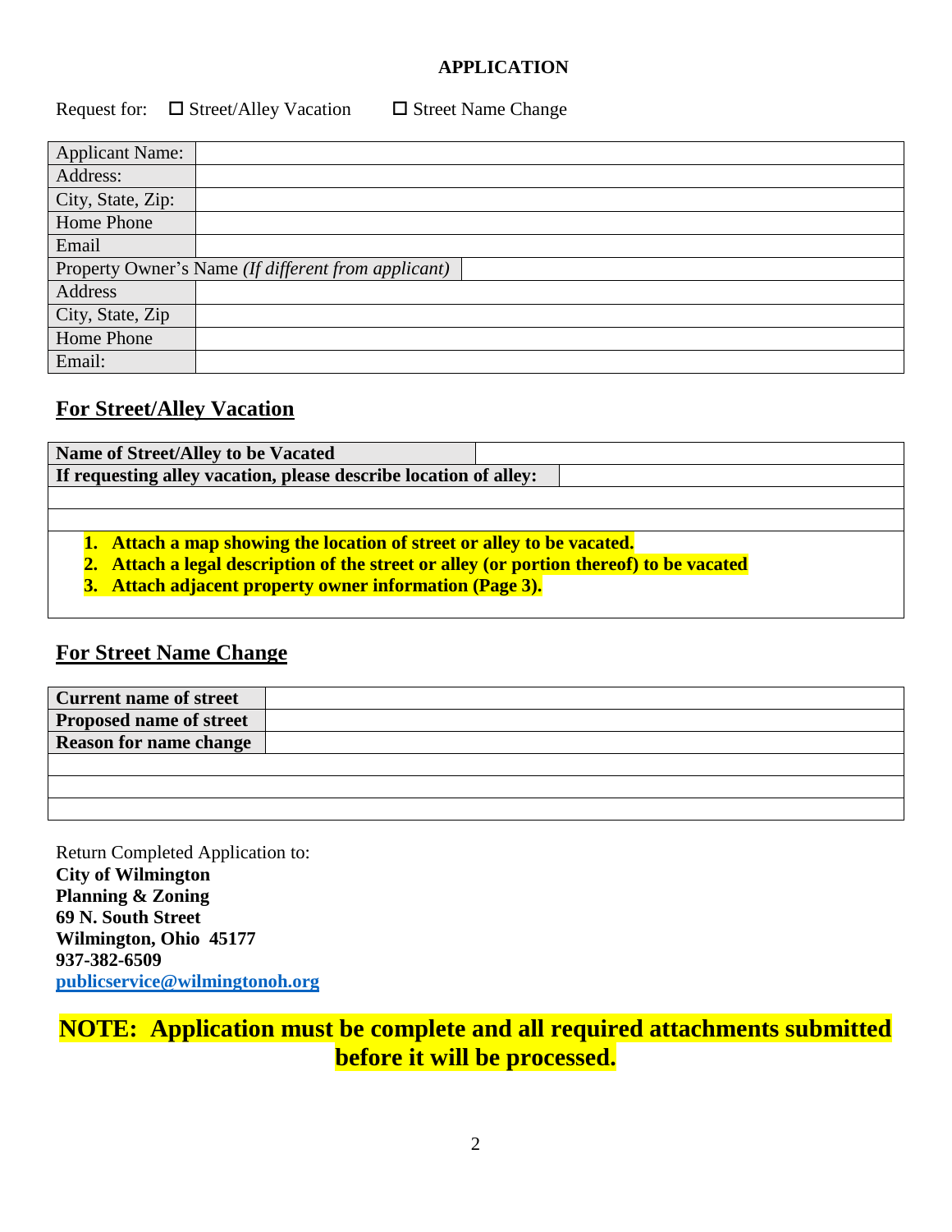**APPLICATION**

Request for: ☐ Street/Alley Vacation ☐ Street Name Change

| Applicant Name: | |
|---|---|
| Address: | |
| City, State, Zip: | |
| Home Phone | |
| Email | |
| Property Owner's Name *(If different from applicant)* | |
| Address | |
| City, State, Zip | |
| Home Phone | |
| Email: | |

## For Street/Alley Vacation

| **Name of Street/Alley to be Vacated** | |
|---|---|
| **If requesting alley vacation, please describe location of alley:** | |
| | |
| | |

1. **Attach a map showing the location of street or alley to be vacated.**
2. **Attach a legal description of the street or alley (or portion thereof) to be vacated**
3. **Attach adjacent property owner information (Page 3).**

## For Street Name Change

| **Current name of street** | |
|---|---|
| **Proposed name of street** | |
| **Reason for name change** | |
| | |
| | |
| | |

Return Completed Application to:
**City of Wilmington**
**Planning & Zoning**
**69 N. South Street**
**Wilmington, Ohio 45177**
**937-382-6509**
**publicservice@wilmingtonoh.org**

**NOTE: Application must be complete and all required attachments submitted before it will be processed.**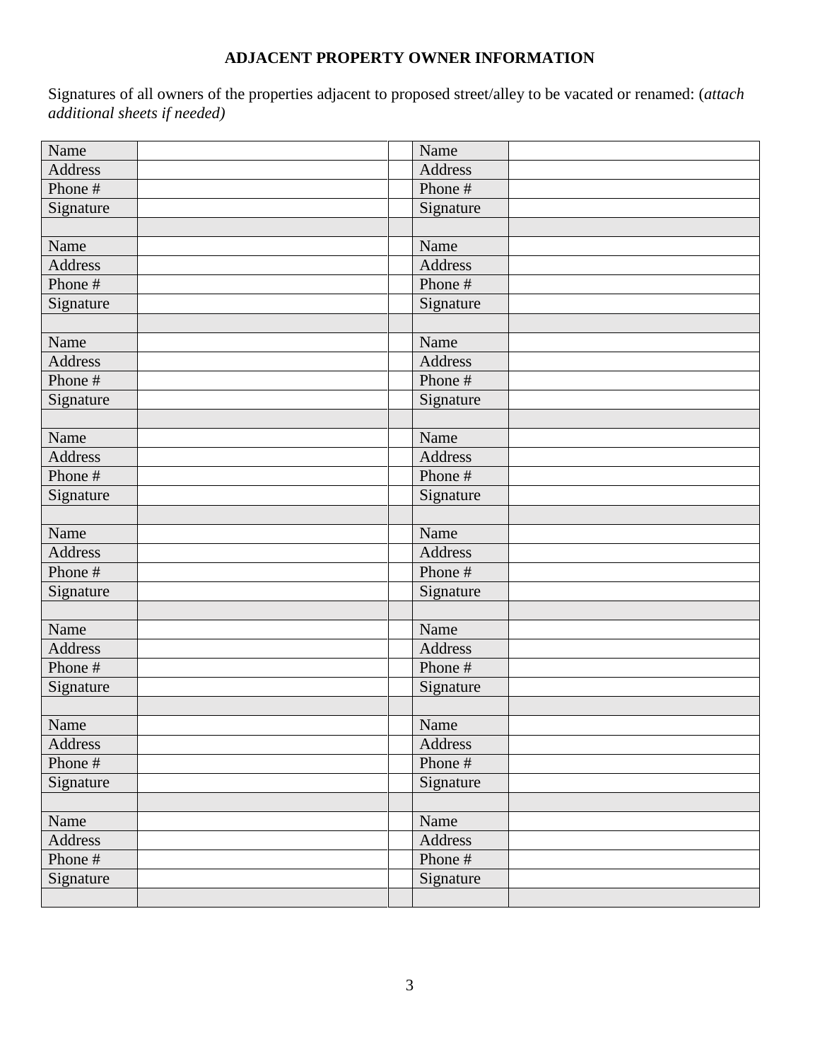**ADJACENT PROPERTY OWNER INFORMATION**

Signatures of all owners of the properties adjacent to proposed street/alley to be vacated or renamed: (*attach additional sheets if needed)*

| | | | | |
|---|---|---|---|---|
| Name | | | Name | |
| Address | | | Address | |
| Phone # | | | Phone # | |
| Signature | | | Signature | |
| | | | | |
| Name | | | Name | |
| Address | | | Address | |
| Phone # | | | Phone # | |
| Signature | | | Signature | |
| | | | | |
| Name | | | Name | |
| Address | | | Address | |
| Phone # | | | Phone # | |
| Signature | | | Signature | |
| | | | | |
| Name | | | Name | |
| Address | | | Address | |
| Phone # | | | Phone # | |
| Signature | | | Signature | |
| | | | | |
| Name | | | Name | |
| Address | | | Address | |
| Phone # | | | Phone # | |
| Signature | | | Signature | |
| | | | | |
| Name | | | Name | |
| Address | | | Address | |
| Phone # | | | Phone # | |
| Signature | | | Signature | |
| | | | | |
| Name | | | Name | |
| Address | | | Address | |
| Phone # | | | Phone # | |
| Signature | | | Signature | |
| | | | | |
| Name | | | Name | |
| Address | | | Address | |
| Phone # | | | Phone # | |
| Signature | | | Signature | |
| | | | | |